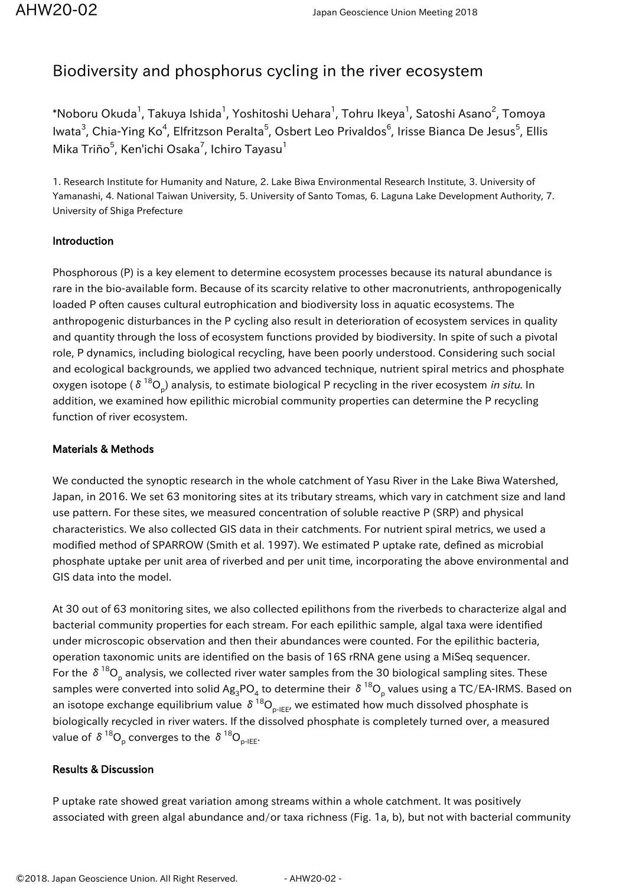# Biodiversity and phosphorus cycling in the river ecosystem

*Noboru Okuda[1], Takuya Ishida[1], Yoshitoshi Uehara[1], Tohru Ikeya[1], Satoshi Asano[2], Tomoya Iwata[3], Chia-Ying Ko[4], Elfritzson Peralta[5], Osbert Leo Privaldos[6], Irisse Bianca De Jesus[5], Ellis Mika Triño[5], Ken'ichi Osaka[7], Ichiro Tayasu[1]

1. Research Institute for Humanity and Nature, 2. Lake Biwa Environmental Research Institute, 3. University of Yamanashi, 4. National Taiwan University, 5. University of Santo Tomas, 6. Laguna Lake Development Authority, 7. University of Shiga Prefecture

### Introduction

Phosphorous (P) is a key element to determine ecosystem processes because its natural abundance is rare in the bio-available form. Because of its scarcity relative to other macronutrients, anthropogenically loaded P often causes cultural eutrophication and biodiversity loss in aquatic ecosystems. The anthropogenic disturbances in the P cycling also result in deterioration of ecosystem services in quality and quantity through the loss of ecosystem functions provided by biodiversity. In spite of such a pivotal role, P dynamics, including biological recycling, have been poorly understood. Considering such social and ecological backgrounds, we applied two advanced technique, nutrient spiral metrics and phosphate oxygen isotope ($\delta^{18}O_p$) analysis, to estimate biological P recycling in the river ecosystem *in situ*. In addition, we examined how epilithic microbial community properties can determine the P recycling function of river ecosystem.

### Materials & Methods

We conducted the synoptic research in the whole catchment of Yasu River in the Lake Biwa Watershed, Japan, in 2016. We set 63 monitoring sites at its tributary streams, which vary in catchment size and land use pattern. For these sites, we measured concentration of soluble reactive P (SRP) and physical characteristics. We also collected GIS data in their catchments. For nutrient spiral metrics, we used a modified method of SPARROW (Smith et al. 1997). We estimated P uptake rate, defined as microbial phosphate uptake per unit area of riverbed and per unit time, incorporating the above environmental and GIS data into the model.

At 30 out of 63 monitoring sites, we also collected epilithons from the riverbeds to characterize algal and bacterial community properties for each stream. For each epilithic sample, algal taxa were identified under microscopic observation and then their abundances were counted. For the epilithic bacteria, operation taxonomic units are identified on the basis of 16S rRNA gene using a MiSeq sequencer. For the $\delta^{18}O_p$ analysis, we collected river water samples from the 30 biological sampling sites. These samples were converted into solid $Ag_3PO_4$ to determine their $\delta^{18}O_p$ values using a TC/EA-IRMS. Based on an isotope exchange equilibrium value $\delta^{18}O_{p\text{-}IEE}$, we estimated how much dissolved phosphate is biologically recycled in river waters. If the dissolved phosphate is completely turned over, a measured value of $\delta^{18}O_p$ converges to the $\delta^{18}O_{p\text{-}IEE}$.

### Results & Discussion

P uptake rate showed great variation among streams within a whole catchment. It was positively associated with green algal abundance and/or taxa richness (Fig. 1a, b), but not with bacterial community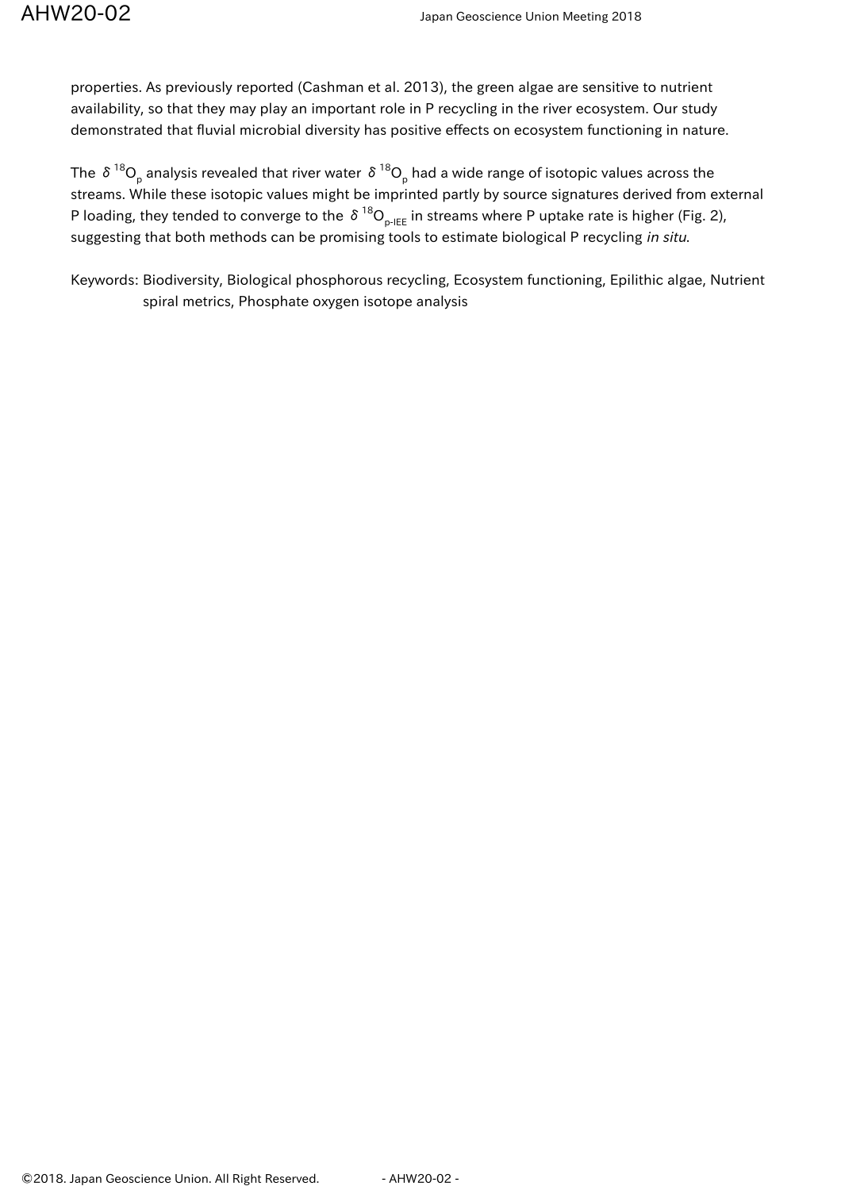properties. As previously reported (Cashman et al. 2013), the green algae are sensitive to nutrient availability, so that they may play an important role in P recycling in the river ecosystem. Our study demonstrated that fluvial microbial diversity has positive effects on ecosystem functioning in nature.

The $\delta^{18}O_p$ analysis revealed that river water $\delta^{18}O_p$ had a wide range of isotopic values across the streams. While these isotopic values might be imprinted partly by source signatures derived from external P loading, they tended to converge to the $\delta^{18}O_{p\text{-IEE}}$ in streams where P uptake rate is higher (Fig. 2), suggesting that both methods can be promising tools to estimate biological P recycling *in situ*.

Keywords: Biodiversity, Biological phosphorous recycling, Ecosystem functioning, Epilithic algae, Nutrient spiral metrics, Phosphate oxygen isotope analysis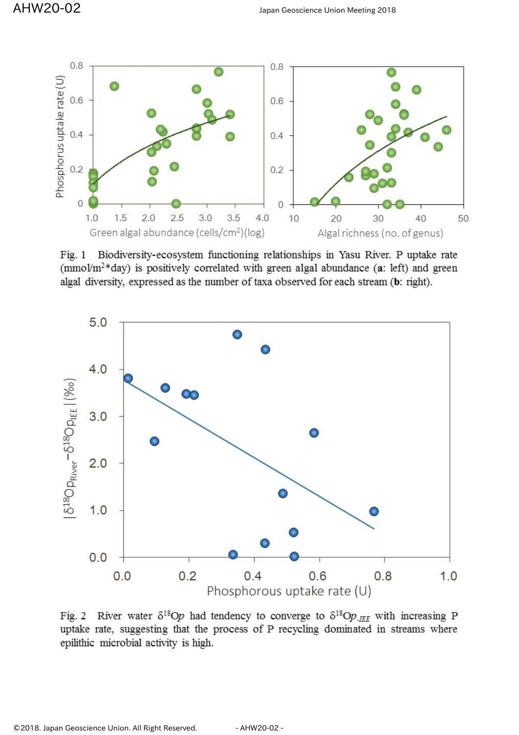Phosphorus uptake rate (U)

0.8
0.6
0.4
0.2
0

1.0 1.5 2.0 2.5 3.0 3.5 4.0

Green algal abundance (cells/cm2)(log)

0.8
0.6
0.4
0.2
0

10 20 30 40 50

Algal richness (no. of genus)

Fig. 1 Biodiversity-ecosystem functioning relationships in Yasu River. P uptake rate (mmol/$m^2$*day) is positively correlated with green algal abundance (**a**: left) and green algal diversity, expressed as the number of taxa observed for each stream (**b**: right).

$|\delta^{18}Op_{River} - \delta^{18}Op_{IEE}|$ (‰)

5.0
4.0
3.0
2.0
1.0
0.0

0.0 0.2 0.4 0.6 0.8 1.0

Phosphorous uptake rate (U)

Fig. 2 River water $\delta^{18}Op$ had tendency to converge to $\delta^{18}Op_{-IEE}$ with increasing P uptake rate, suggesting that the process of P recycling dominated in streams where epilithic microbial activity is high.